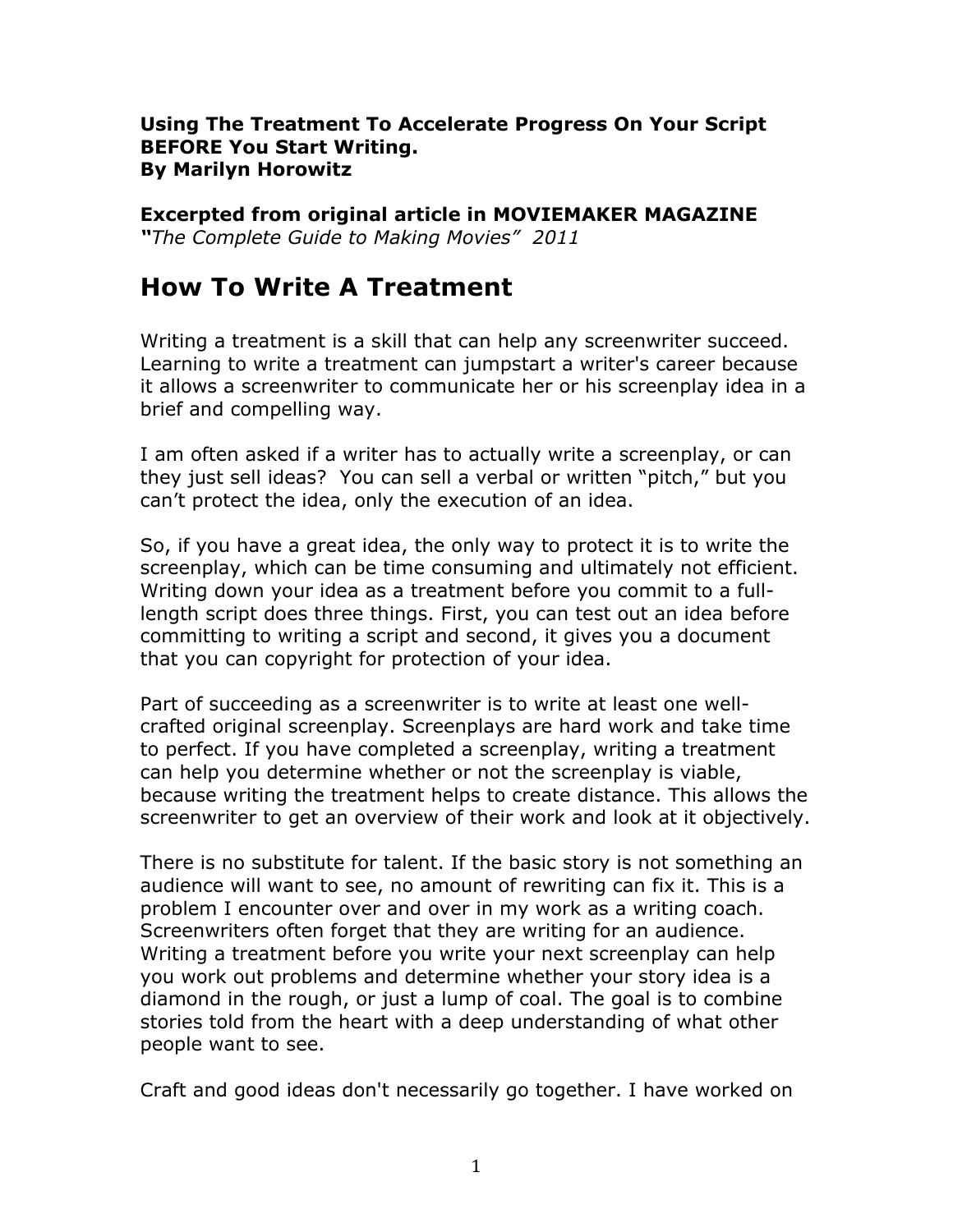**Using The Treatment To Accelerate Progress On Your Script BEFORE You Start Writing.**
**By Marilyn Horowitz**

**Excerpted from original article in MOVIEMAKER MAGAZINE**
***"****The Complete Guide to Making Movies" 2011*

# How To Write A Treatment

Writing a treatment is a skill that can help any screenwriter succeed. Learning to write a treatment can jumpstart a writer's career because it allows a screenwriter to communicate her or his screenplay idea in a brief and compelling way.

I am often asked if a writer has to actually write a screenplay, or can they just sell ideas? You can sell a verbal or written "pitch," but you can't protect the idea, only the execution of an idea.

So, if you have a great idea, the only way to protect it is to write the screenplay, which can be time consuming and ultimately not efficient. Writing down your idea as a treatment before you commit to a full-length script does three things. First, you can test out an idea before committing to writing a script and second, it gives you a document that you can copyright for protection of your idea.

Part of succeeding as a screenwriter is to write at least one well-crafted original screenplay. Screenplays are hard work and take time to perfect. If you have completed a screenplay, writing a treatment can help you determine whether or not the screenplay is viable, because writing the treatment helps to create distance. This allows the screenwriter to get an overview of their work and look at it objectively.

There is no substitute for talent. If the basic story is not something an audience will want to see, no amount of rewriting can fix it. This is a problem I encounter over and over in my work as a writing coach. Screenwriters often forget that they are writing for an audience. Writing a treatment before you write your next screenplay can help you work out problems and determine whether your story idea is a diamond in the rough, or just a lump of coal. The goal is to combine stories told from the heart with a deep understanding of what other people want to see.

Craft and good ideas don't necessarily go together. I have worked on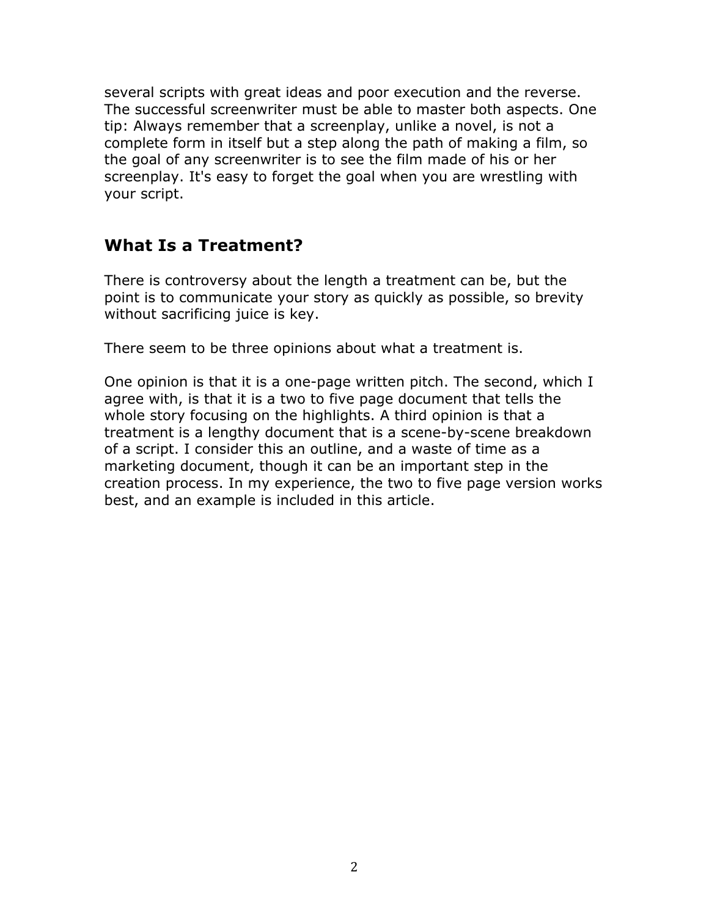several scripts with great ideas and poor execution and the reverse. The successful screenwriter must be able to master both aspects. One tip: Always remember that a screenplay, unlike a novel, is not a complete form in itself but a step along the path of making a film, so the goal of any screenwriter is to see the film made of his or her screenplay. It's easy to forget the goal when you are wrestling with your script.

## What Is a Treatment?

There is controversy about the length a treatment can be, but the point is to communicate your story as quickly as possible, so brevity without sacrificing juice is key.

There seem to be three opinions about what a treatment is.

One opinion is that it is a one-page written pitch. The second, which I agree with, is that it is a two to five page document that tells the whole story focusing on the highlights. A third opinion is that a treatment is a lengthy document that is a scene-by-scene breakdown of a script. I consider this an outline, and a waste of time as a marketing document, though it can be an important step in the creation process. In my experience, the two to five page version works best, and an example is included in this article.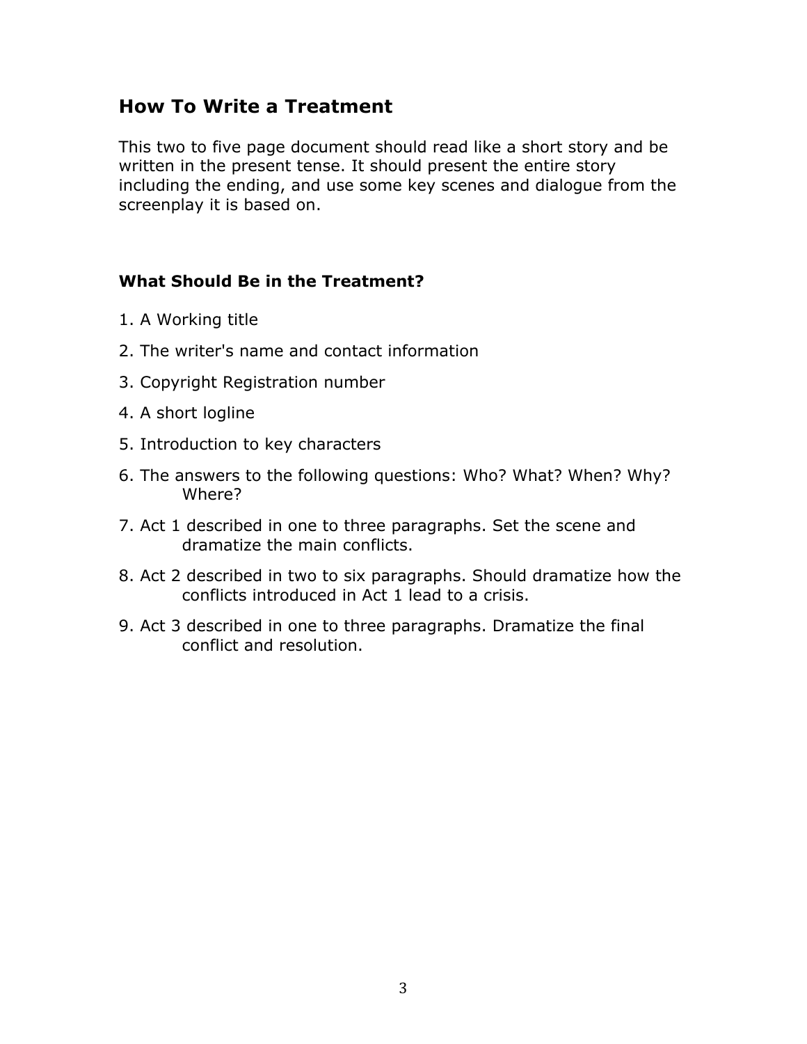## How To Write a Treatment

This two to five page document should read like a short story and be written in the present tense. It should present the entire story including the ending, and use some key scenes and dialogue from the screenplay it is based on.

### What Should Be in the Treatment?

1. A Working title
2. The writer's name and contact information
3. Copyright Registration number
4. A short logline
5. Introduction to key characters
6. The answers to the following questions: Who? What? When? Why? Where?
7. Act 1 described in one to three paragraphs. Set the scene and dramatize the main conflicts.
8. Act 2 described in two to six paragraphs. Should dramatize how the conflicts introduced in Act 1 lead to a crisis.
9. Act 3 described in one to three paragraphs. Dramatize the final conflict and resolution.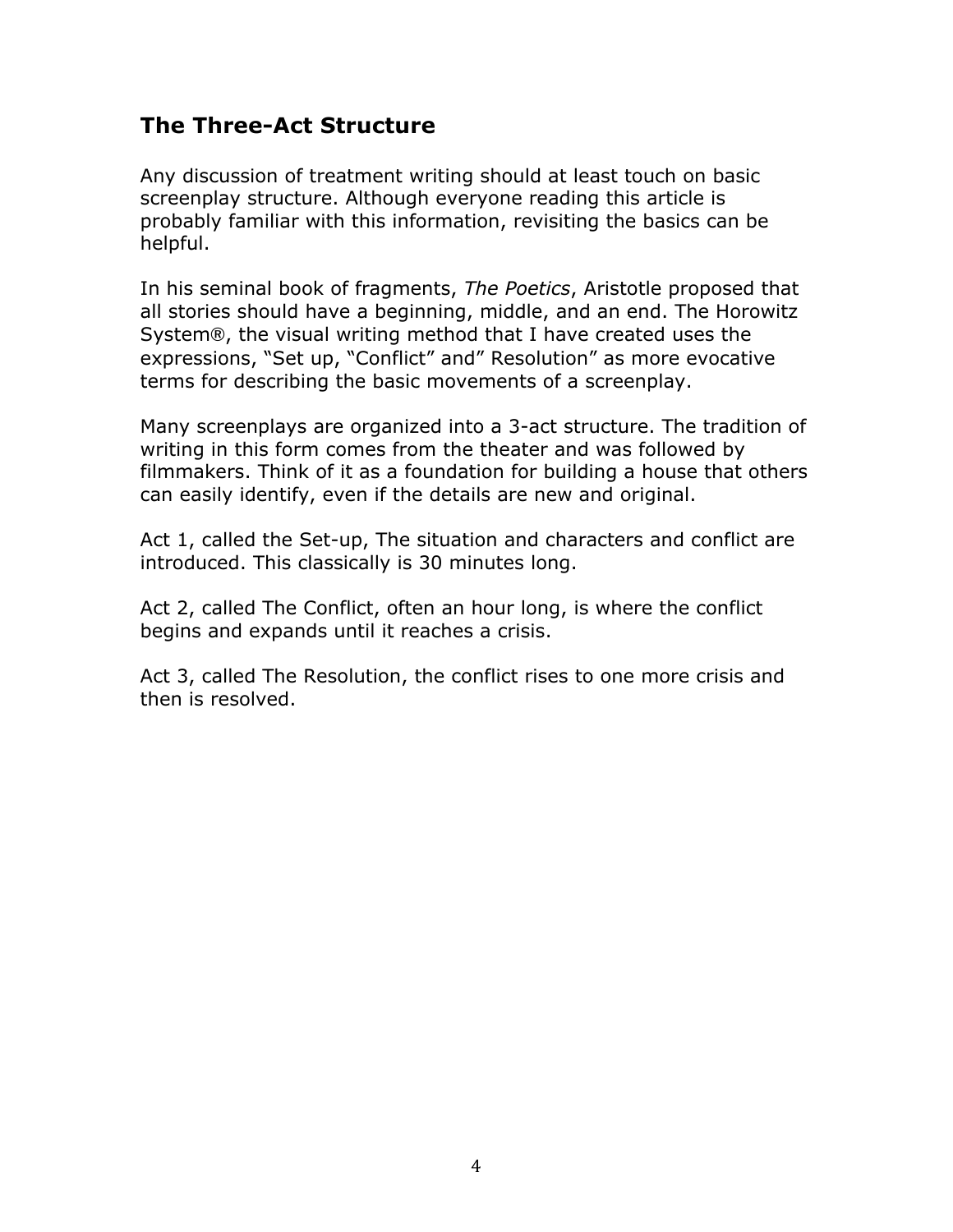## The Three-Act Structure

Any discussion of treatment writing should at least touch on basic screenplay structure. Although everyone reading this article is probably familiar with this information, revisiting the basics can be helpful.

In his seminal book of fragments, *The Poetics*, Aristotle proposed that all stories should have a beginning, middle, and an end. The Horowitz System®, the visual writing method that I have created uses the expressions, "Set up, "Conflict" and" Resolution" as more evocative terms for describing the basic movements of a screenplay.

Many screenplays are organized into a 3-act structure. The tradition of writing in this form comes from the theater and was followed by filmmakers. Think of it as a foundation for building a house that others can easily identify, even if the details are new and original.

Act 1, called the Set-up, The situation and characters and conflict are introduced. This classically is 30 minutes long.

Act 2, called The Conflict, often an hour long, is where the conflict begins and expands until it reaches a crisis.

Act 3, called The Resolution, the conflict rises to one more crisis and then is resolved.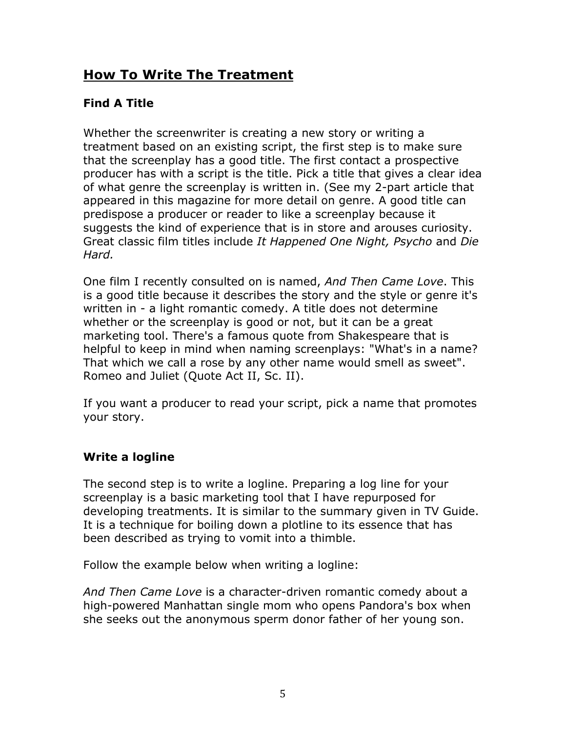## **How To Write The Treatment**

### **Find A Title**

Whether the screenwriter is creating a new story or writing a treatment based on an existing script, the first step is to make sure that the screenplay has a good title. The first contact a prospective producer has with a script is the title. Pick a title that gives a clear idea of what genre the screenplay is written in. (See my 2-part article that appeared in this magazine for more detail on genre. A good title can predispose a producer or reader to like a screenplay because it suggests the kind of experience that is in store and arouses curiosity. Great classic film titles include *It Happened One Night, Psycho* and *Die Hard.*

One film I recently consulted on is named, *And Then Came Love*. This is a good title because it describes the story and the style or genre it's written in - a light romantic comedy. A title does not determine whether or the screenplay is good or not, but it can be a great marketing tool. There's a famous quote from Shakespeare that is helpful to keep in mind when naming screenplays: "What's in a name? That which we call a rose by any other name would smell as sweet". Romeo and Juliet (Quote Act II, Sc. II).

If you want a producer to read your script, pick a name that promotes your story.

### **Write a logline**

The second step is to write a logline. Preparing a log line for your screenplay is a basic marketing tool that I have repurposed for developing treatments. It is similar to the summary given in TV Guide. It is a technique for boiling down a plotline to its essence that has been described as trying to vomit into a thimble.

Follow the example below when writing a logline:

*And Then Came Love* is a character-driven romantic comedy about a high-powered Manhattan single mom who opens Pandora's box when she seeks out the anonymous sperm donor father of her young son.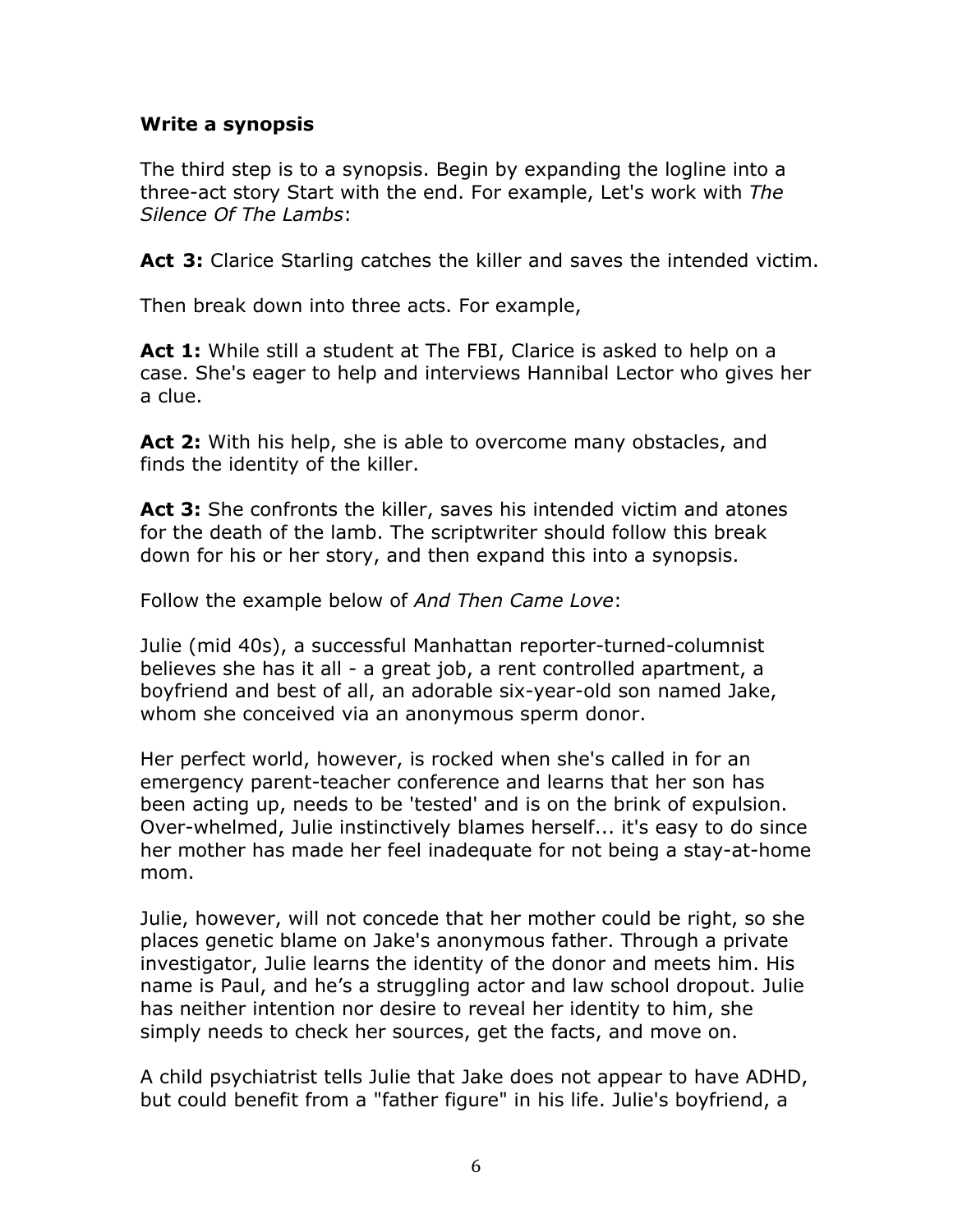**Write a synopsis**

The third step is to a synopsis. Begin by expanding the logline into a three-act story Start with the end. For example, Let's work with *The Silence Of The Lambs*:

**Act 3:** Clarice Starling catches the killer and saves the intended victim.

Then break down into three acts. For example,

**Act 1:** While still a student at The FBI, Clarice is asked to help on a case. She's eager to help and interviews Hannibal Lector who gives her a clue.

**Act 2:** With his help, she is able to overcome many obstacles, and finds the identity of the killer.

**Act 3:** She confronts the killer, saves his intended victim and atones for the death of the lamb. The scriptwriter should follow this break down for his or her story, and then expand this into a synopsis.

Follow the example below of *And Then Came Love*:

Julie (mid 40s), a successful Manhattan reporter-turned-columnist believes she has it all - a great job, a rent controlled apartment, a boyfriend and best of all, an adorable six-year-old son named Jake, whom she conceived via an anonymous sperm donor.

Her perfect world, however, is rocked when she's called in for an emergency parent-teacher conference and learns that her son has been acting up, needs to be 'tested' and is on the brink of expulsion. Over-whelmed, Julie instinctively blames herself... it's easy to do since her mother has made her feel inadequate for not being a stay-at-home mom.

Julie, however, will not concede that her mother could be right, so she places genetic blame on Jake's anonymous father. Through a private investigator, Julie learns the identity of the donor and meets him. His name is Paul, and he's a struggling actor and law school dropout. Julie has neither intention nor desire to reveal her identity to him, she simply needs to check her sources, get the facts, and move on.

A child psychiatrist tells Julie that Jake does not appear to have ADHD, but could benefit from a "father figure" in his life. Julie's boyfriend, a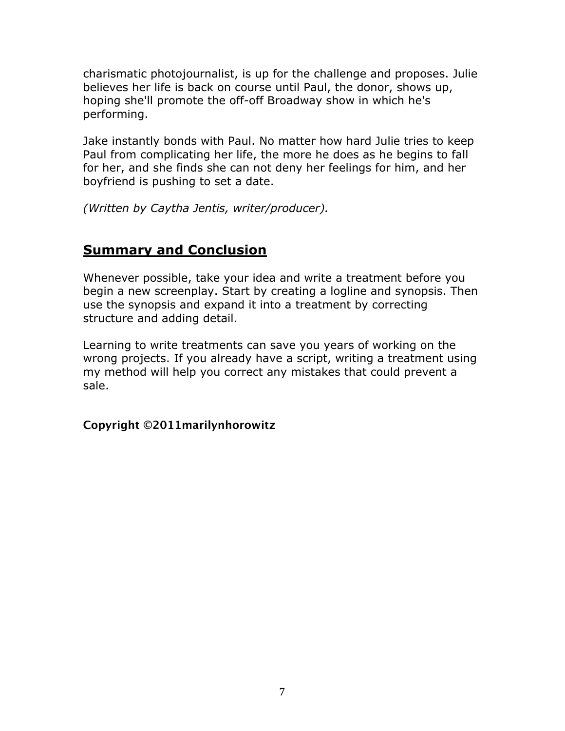charismatic photojournalist, is up for the challenge and proposes. Julie believes her life is back on course until Paul, the donor, shows up, hoping she'll promote the off-off Broadway show in which he's performing.

Jake instantly bonds with Paul. No matter how hard Julie tries to keep Paul from complicating her life, the more he does as he begins to fall for her, and she finds she can not deny her feelings for him, and her boyfriend is pushing to set a date.

*(Written by Caytha Jentis, writer/producer).*

## Summary and Conclusion

Whenever possible, take your idea and write a treatment before you begin a new screenplay. Start by creating a logline and synopsis. Then use the synopsis and expand it into a treatment by correcting structure and adding detail.

Learning to write treatments can save you years of working on the wrong projects. If you already have a script, writing a treatment using my method will help you correct any mistakes that could prevent a sale.

**Copyright ©2011marilynhorowitz**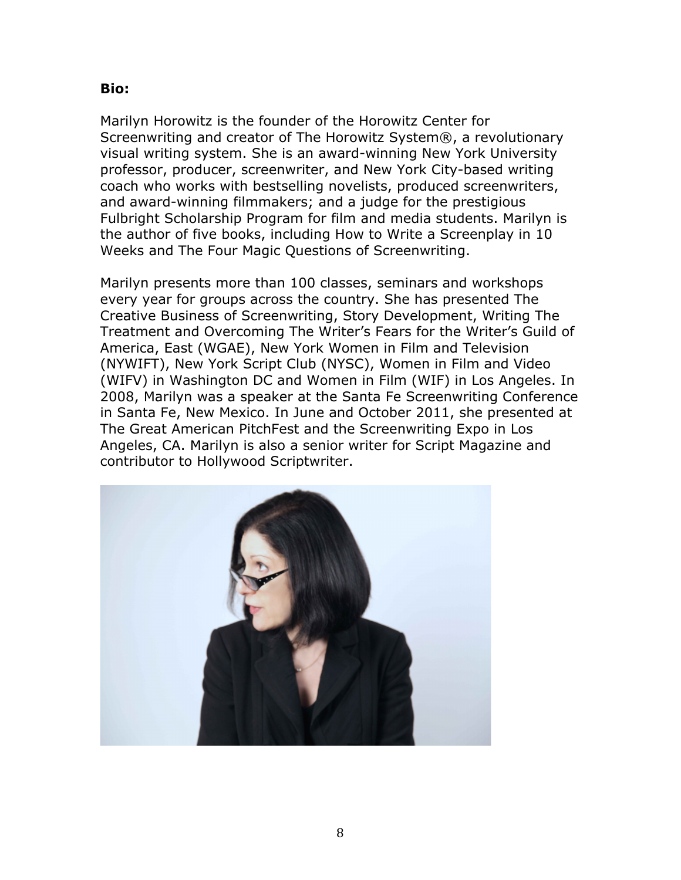**Bio:**

Marilyn Horowitz is the founder of the Horowitz Center for Screenwriting and creator of The Horowitz System®, a revolutionary visual writing system. She is an award-winning New York University professor, producer, screenwriter, and New York City-based writing coach who works with bestselling novelists, produced screenwriters, and award-winning filmmakers; and a judge for the prestigious Fulbright Scholarship Program for film and media students. Marilyn is the author of five books, including How to Write a Screenplay in 10 Weeks and The Four Magic Questions of Screenwriting.

Marilyn presents more than 100 classes, seminars and workshops every year for groups across the country. She has presented The Creative Business of Screenwriting, Story Development, Writing The Treatment and Overcoming The Writer's Fears for the Writer's Guild of America, East (WGAE), New York Women in Film and Television (NYWIFT), New York Script Club (NYSC), Women in Film and Video (WIFV) in Washington DC and Women in Film (WIF) in Los Angeles. In 2008, Marilyn was a speaker at the Santa Fe Screenwriting Conference in Santa Fe, New Mexico. In June and October 2011, she presented at The Great American PitchFest and the Screenwriting Expo in Los Angeles, CA. Marilyn is also a senior writer for Script Magazine and contributor to Hollywood Scriptwriter.